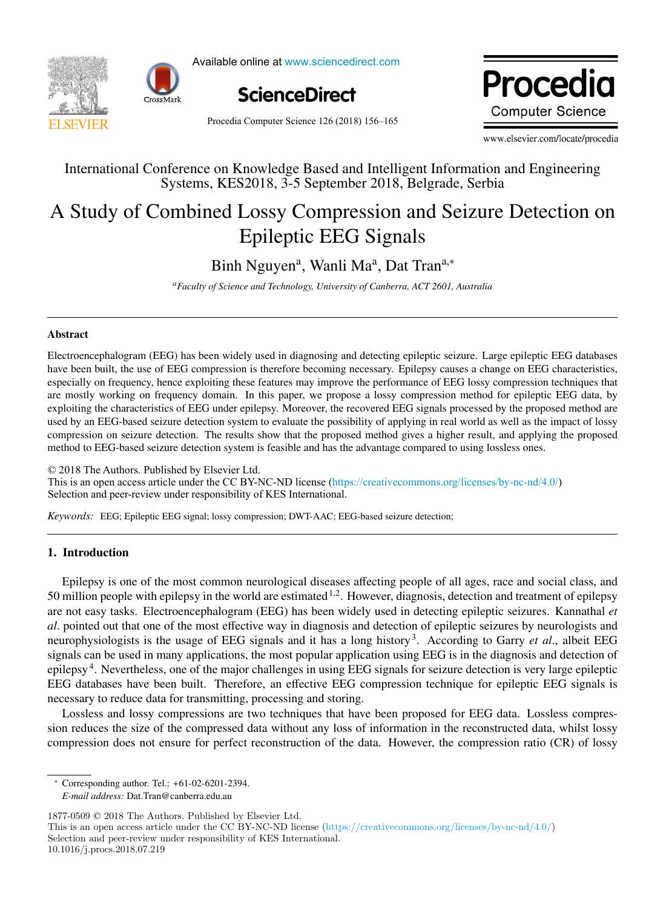International Conference on Knowledge Based and Intelligent Information and Engineering Systems, KES2018, 3-5 September 2018, Belgrade, Serbia

# A Study of Combined Lossy Compression and Seizure Detection on Epileptic EEG Signals

Binh Nguyen[a], Wanli Ma[a], Dat Tran[a,*]

[a]*Faculty of Science and Technology, University of Canberra, ACT 2601, Australia*

---

**Abstract**

Electroencephalogram (EEG) has been widely used in diagnosing and detecting epileptic seizure. Large epileptic EEG databases have been built, the use of EEG compression is therefore becoming necessary. Epilepsy causes a change on EEG characteristics, especially on frequency, hence exploiting these features may improve the performance of EEG lossy compression techniques that are mostly working on frequency domain. In this paper, we propose a lossy compression method for epileptic EEG data, by exploiting the characteristics of EEG under epilepsy. Moreover, the recovered EEG signals processed by the proposed method are used by an EEG-based seizure detection system to evaluate the possibility of applying in real world as well as the impact of lossy compression on seizure detection. The results show that the proposed method gives a higher result, and applying the proposed method to EEG-based seizure detection system is feasible and has the advantage compared to using lossless ones.

© 2018 The Authors. Published by Elsevier Ltd.
This is an open access article under the CC BY-NC-ND license (https://creativecommons.org/licenses/by-nc-nd/4.0/)
Selection and peer-review under responsibility of KES International.

*Keywords:* EEG; Epileptic EEG signal; lossy compression; DWT-AAC; EEG-based seizure detection;

---

## 1. Introduction

Epilepsy is one of the most common neurological diseases affecting people of all ages, race and social class, and 50 million people with epilepsy in the world are estimated [1,2]. However, diagnosis, detection and treatment of epilepsy are not easy tasks. Electroencephalogram (EEG) has been widely used in detecting epileptic seizures. Kannathal *et al*. pointed out that one of the most effective way in diagnosis and detection of epileptic seizures by neurologists and neurophysiologists is the usage of EEG signals and it has a long history [3]. According to Garry *et al*., albeit EEG signals can be used in many applications, the most popular application using EEG is in the diagnosis and detection of epilepsy [4]. Nevertheless, one of the major challenges in using EEG signals for seizure detection is very large epileptic EEG databases have been built. Therefore, an effective EEG compression technique for epileptic EEG signals is necessary to reduce data for transmitting, processing and storing.

Lossless and lossy compressions are two techniques that have been proposed for EEG data. Lossless compression reduces the size of the compressed data without any loss of information in the reconstructed data, whilst lossy compression does not ensure for perfect reconstruction of the data. However, the compression ratio (CR) of lossy

---

* Corresponding author. Tel.: +61-02-6201-2394.
*E-mail address:* Dat.Tran@canberra.edu.au

1877-0509 © 2018 The Authors. Published by Elsevier Ltd.
This is an open access article under the CC BY-NC-ND license (https://creativecommons.org/licenses/by-nc-nd/4.0/)
Selection and peer-review under responsibility of KES International.
10.1016/j.procs.2018.07.219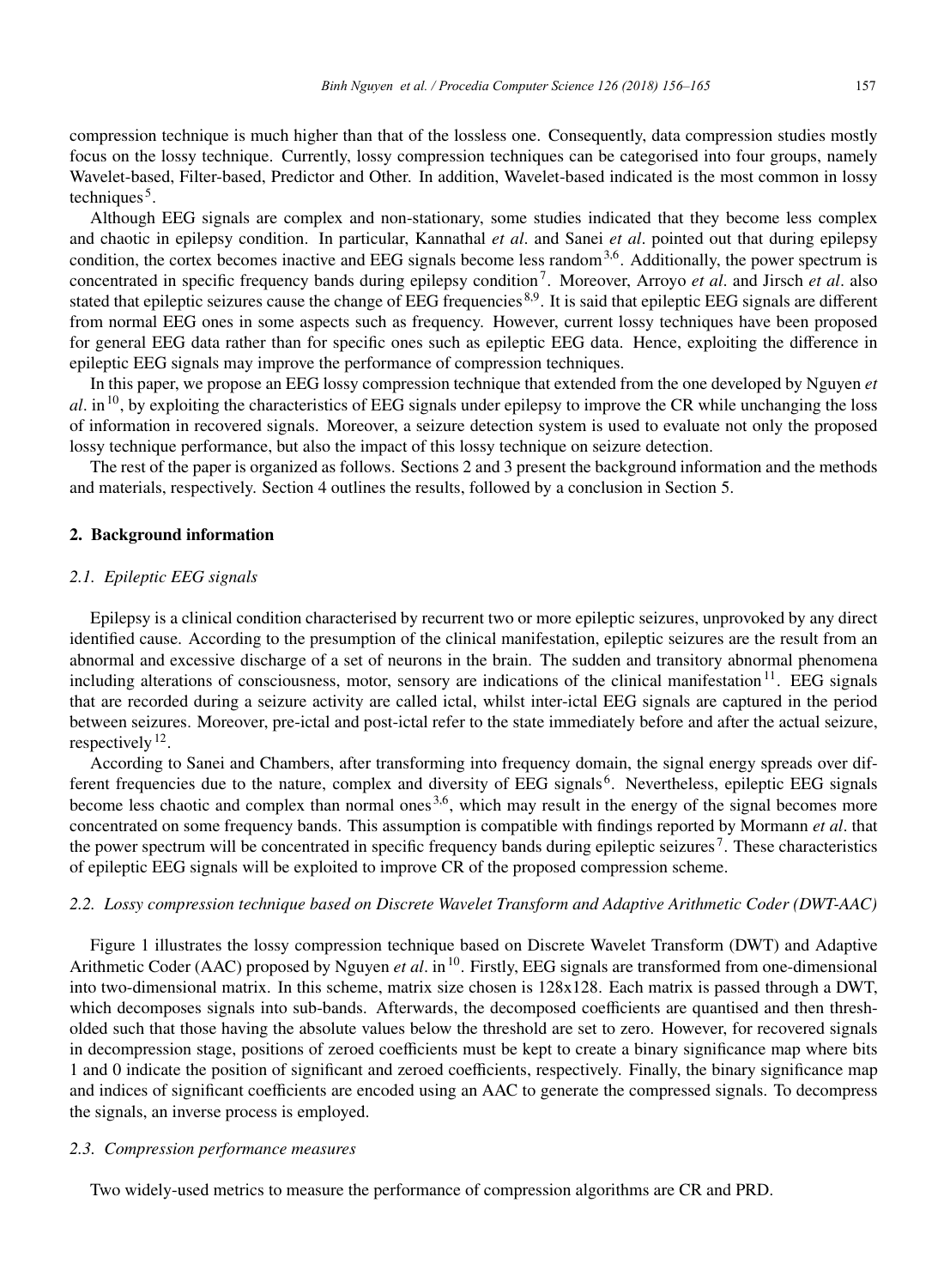compression technique is much higher than that of the lossless one. Consequently, data compression studies mostly focus on the lossy technique. Currently, lossy compression techniques can be categorised into four groups, namely Wavelet-based, Filter-based, Predictor and Other. In addition, Wavelet-based indicated is the most common in lossy techniques[5].

Although EEG signals are complex and non-stationary, some studies indicated that they become less complex and chaotic in epilepsy condition. In particular, Kannathal *et al*. and Sanei *et al*. pointed out that during epilepsy condition, the cortex becomes inactive and EEG signals become less random[3,6]. Additionally, the power spectrum is concentrated in specific frequency bands during epilepsy condition[7]. Moreover, Arroyo *et al*. and Jirsch *et al*. also stated that epileptic seizures cause the change of EEG frequencies[8,9]. It is said that epileptic EEG signals are different from normal EEG ones in some aspects such as frequency. However, current lossy techniques have been proposed for general EEG data rather than for specific ones such as epileptic EEG data. Hence, exploiting the difference in epileptic EEG signals may improve the performance of compression techniques.

In this paper, we propose an EEG lossy compression technique that extended from the one developed by Nguyen *et al*. in[10], by exploiting the characteristics of EEG signals under epilepsy to improve the CR while unchanging the loss of information in recovered signals. Moreover, a seizure detection system is used to evaluate not only the proposed lossy technique performance, but also the impact of this lossy technique on seizure detection.

The rest of the paper is organized as follows. Sections 2 and 3 present the background information and the methods and materials, respectively. Section 4 outlines the results, followed by a conclusion in Section 5.

## 2. Background information

### *2.1. Epileptic EEG signals*

Epilepsy is a clinical condition characterised by recurrent two or more epileptic seizures, unprovoked by any direct identified cause. According to the presumption of the clinical manifestation, epileptic seizures are the result from an abnormal and excessive discharge of a set of neurons in the brain. The sudden and transitory abnormal phenomena including alterations of consciousness, motor, sensory are indications of the clinical manifestation[11]. EEG signals that are recorded during a seizure activity are called ictal, whilst inter-ictal EEG signals are captured in the period between seizures. Moreover, pre-ictal and post-ictal refer to the state immediately before and after the actual seizure, respectively[12].

According to Sanei and Chambers, after transforming into frequency domain, the signal energy spreads over different frequencies due to the nature, complex and diversity of EEG signals[6]. Nevertheless, epileptic EEG signals become less chaotic and complex than normal ones[3,6], which may result in the energy of the signal becomes more concentrated on some frequency bands. This assumption is compatible with findings reported by Mormann *et al*. that the power spectrum will be concentrated in specific frequency bands during epileptic seizures[7]. These characteristics of epileptic EEG signals will be exploited to improve CR of the proposed compression scheme.

### *2.2. Lossy compression technique based on Discrete Wavelet Transform and Adaptive Arithmetic Coder (DWT-AAC)*

Figure 1 illustrates the lossy compression technique based on Discrete Wavelet Transform (DWT) and Adaptive Arithmetic Coder (AAC) proposed by Nguyen *et al*. in[10]. Firstly, EEG signals are transformed from one-dimensional into two-dimensional matrix. In this scheme, matrix size chosen is 128x128. Each matrix is passed through a DWT, which decomposes signals into sub-bands. Afterwards, the decomposed coefficients are quantised and then thresholded such that those having the absolute values below the threshold are set to zero. However, for recovered signals in decompression stage, positions of zeroed coefficients must be kept to create a binary significance map where bits 1 and 0 indicate the position of significant and zeroed coefficients, respectively. Finally, the binary significance map and indices of significant coefficients are encoded using an AAC to generate the compressed signals. To decompress the signals, an inverse process is employed.

### *2.3. Compression performance measures*

Two widely-used metrics to measure the performance of compression algorithms are CR and PRD.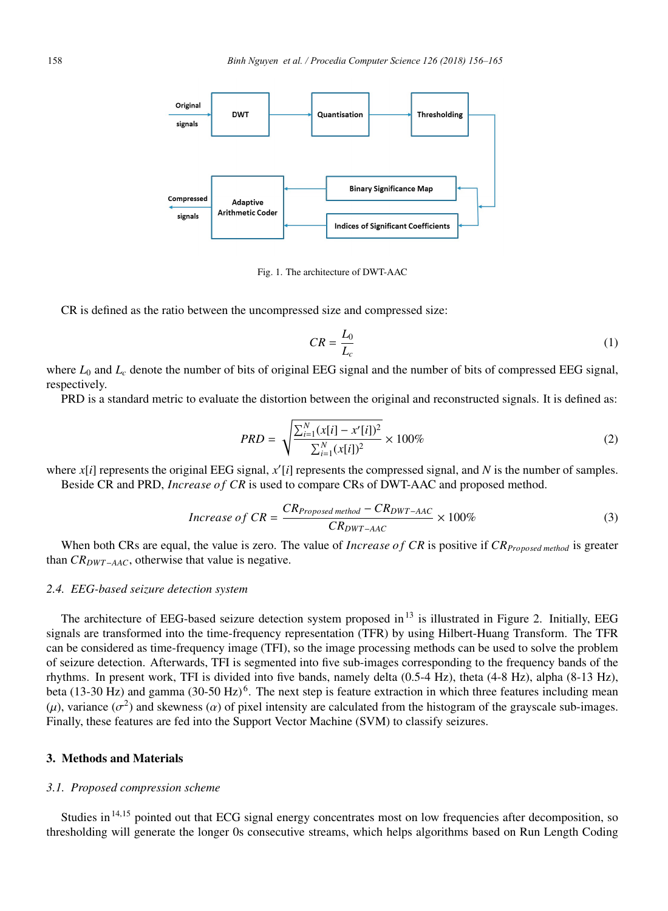Fig. 1. The architecture of DWT-AAC

CR is defined as the ratio between the uncompressed size and compressed size:

$$CR = \frac{L_0}{L_c} \tag{1}$$

where $L_0$ and $L_c$ denote the number of bits of original EEG signal and the number of bits of compressed EEG signal, respectively.

PRD is a standard metric to evaluate the distortion between the original and reconstructed signals. It is defined as:

$$PRD = \sqrt{\frac{\sum_{i=1}^{N}(x[i] - x'[i])^2}{\sum_{i=1}^{N}(x[i])^2}} \times 100\% \tag{2}$$

where $x[i]$ represents the original EEG signal, $x'[i]$ represents the compressed signal, and $N$ is the number of samples.

Beside CR and PRD, *Increase of CR* is used to compare CRs of DWT-AAC and proposed method.

$$Increase\ of\ CR = \frac{CR_{Proposed\ method} - CR_{DWT-AAC}}{CR_{DWT-AAC}} \times 100\% \tag{3}$$

When both CRs are equal, the value is zero. The value of *Increase of CR* is positive if $CR_{Proposed\ method}$ is greater than $CR_{DWT-AAC}$, otherwise that value is negative.

### 2.4. EEG-based seizure detection system

The architecture of EEG-based seizure detection system proposed in[13] is illustrated in Figure 2. Initially, EEG signals are transformed into the time-frequency representation (TFR) by using Hilbert-Huang Transform. The TFR can be considered as time-frequency image (TFI), so the image processing methods can be used to solve the problem of seizure detection. Afterwards, TFI is segmented into five sub-images corresponding to the frequency bands of the rhythms. In present work, TFI is divided into five bands, namely delta (0.5-4 Hz), theta (4-8 Hz), alpha (8-13 Hz), beta (13-30 Hz) and gamma (30-50 Hz)[6]. The next step is feature extraction in which three features including mean ($\mu$), variance ($\sigma^2$) and skewness ($\alpha$) of pixel intensity are calculated from the histogram of the grayscale sub-images. Finally, these features are fed into the Support Vector Machine (SVM) to classify seizures.

## 3. Methods and Materials

### 3.1. Proposed compression scheme

Studies in[14,15] pointed out that ECG signal energy concentrates most on low frequencies after decomposition, so thresholding will generate the longer 0s consecutive streams, which helps algorithms based on Run Length Coding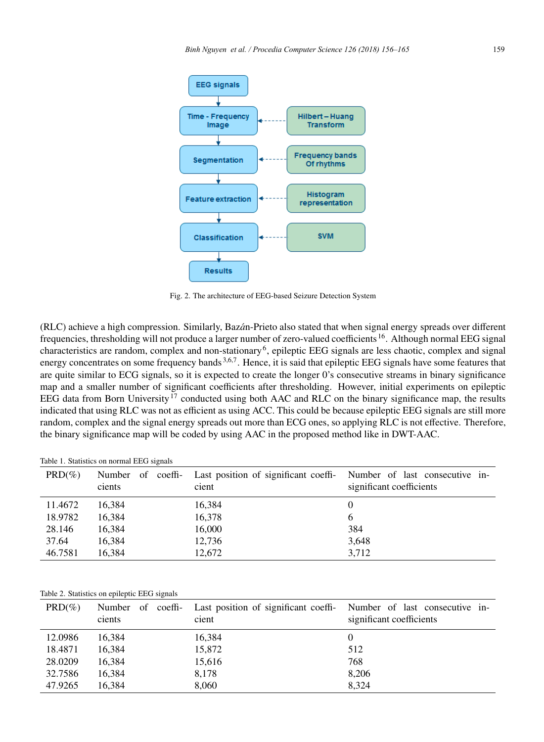Fig. 2. The architecture of EEG-based Seizure Detection System

(RLC) achieve a high compression. Similarly, Bazán-Prieto also stated that when signal energy spreads over different frequencies, thresholding will not produce a larger number of zero-valued coefficients[16]. Although normal EEG signal characteristics are random, complex and non-stationary[6], epileptic EEG signals are less chaotic, complex and signal energy concentrates on some frequency bands[3,6,7]. Hence, it is said that epileptic EEG signals have some features that are quite similar to ECG signals, so it is expected to create the longer 0's consecutive streams in binary significance map and a smaller number of significant coefficients after thresholding. However, initial experiments on epileptic EEG data from Born University[17] conducted using both AAC and RLC on the binary significance map, the results indicated that using RLC was not as efficient as using ACC. This could be because epileptic EEG signals are still more random, complex and the signal energy spreads out more than ECG ones, so applying RLC is not effective. Therefore, the binary significance map will be coded by using AAC in the proposed method like in DWT-AAC.

Table 1. Statistics on normal EEG signals

| PRD(%) | Number of coefficients | Last position of significant coefficient | Number of last consecutive insignificant coefficients |
|---|---|---|---|
| 11.4672 | 16,384 | 16,384 | 0 |
| 18.9782 | 16,384 | 16,378 | 6 |
| 28.146 | 16,384 | 16,000 | 384 |
| 37.64 | 16,384 | 12,736 | 3,648 |
| 46.7581 | 16,384 | 12,672 | 3,712 |

Table 2. Statistics on epileptic EEG signals

| PRD(%) | Number of coefficients | Last position of significant coefficient | Number of last consecutive insignificant coefficients |
|---|---|---|---|
| 12.0986 | 16,384 | 16,384 | 0 |
| 18.4871 | 16,384 | 15,872 | 512 |
| 28.0209 | 16,384 | 15,616 | 768 |
| 32.7586 | 16,384 | 8,178 | 8,206 |
| 47.9265 | 16,384 | 8,060 | 8,324 |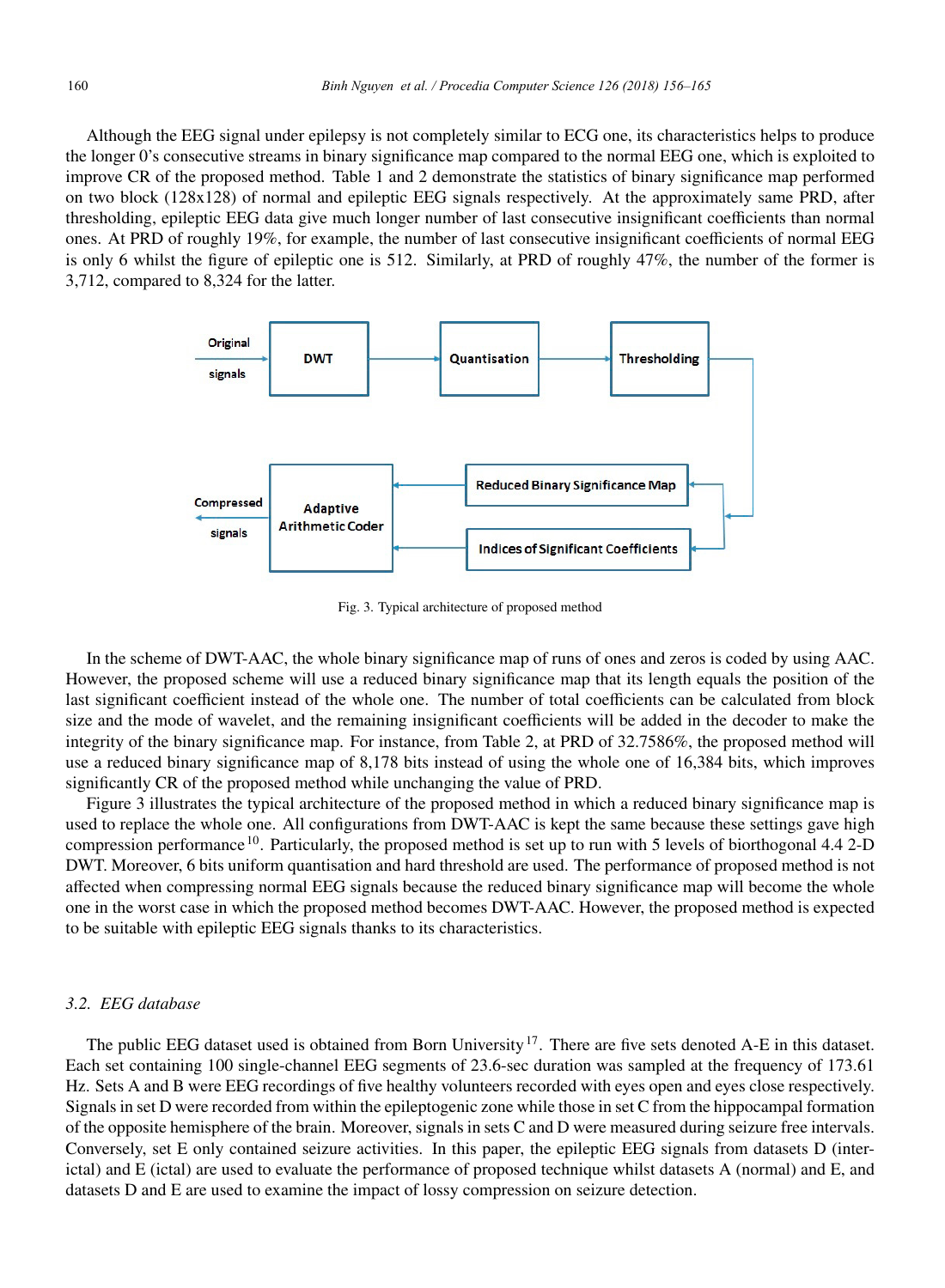Although the EEG signal under epilepsy is not completely similar to ECG one, its characteristics helps to produce the longer 0's consecutive streams in binary significance map compared to the normal EEG one, which is exploited to improve CR of the proposed method. Table 1 and 2 demonstrate the statistics of binary significance map performed on two block (128x128) of normal and epileptic EEG signals respectively. At the approximately same PRD, after thresholding, epileptic EEG data give much longer number of last consecutive insignificant coefficients than normal ones. At PRD of roughly 19%, for example, the number of last consecutive insignificant coefficients of normal EEG is only 6 whilst the figure of epileptic one is 512. Similarly, at PRD of roughly 47%, the number of the former is 3,712, compared to 8,324 for the latter.

Fig. 3. Typical architecture of proposed method

In the scheme of DWT-AAC, the whole binary significance map of runs of ones and zeros is coded by using AAC. However, the proposed scheme will use a reduced binary significance map that its length equals the position of the last significant coefficient instead of the whole one. The number of total coefficients can be calculated from block size and the mode of wavelet, and the remaining insignificant coefficients will be added in the decoder to make the integrity of the binary significance map. For instance, from Table 2, at PRD of 32.7586%, the proposed method will use a reduced binary significance map of 8,178 bits instead of using the whole one of 16,384 bits, which improves significantly CR of the proposed method while unchanging the value of PRD.

Figure 3 illustrates the typical architecture of the proposed method in which a reduced binary significance map is used to replace the whole one. All configurations from DWT-AAC is kept the same because these settings gave high compression performance [10]. Particularly, the proposed method is set up to run with 5 levels of biorthogonal 4.4 2-D DWT. Moreover, 6 bits uniform quantisation and hard threshold are used. The performance of proposed method is not affected when compressing normal EEG signals because the reduced binary significance map will become the whole one in the worst case in which the proposed method becomes DWT-AAC. However, the proposed method is expected to be suitable with epileptic EEG signals thanks to its characteristics.

### 3.2. EEG database

The public EEG dataset used is obtained from Born University [17]. There are five sets denoted A-E in this dataset. Each set containing 100 single-channel EEG segments of 23.6-sec duration was sampled at the frequency of 173.61 Hz. Sets A and B were EEG recordings of five healthy volunteers recorded with eyes open and eyes close respectively. Signals in set D were recorded from within the epileptogenic zone while those in set C from the hippocampal formation of the opposite hemisphere of the brain. Moreover, signals in sets C and D were measured during seizure free intervals. Conversely, set E only contained seizure activities. In this paper, the epileptic EEG signals from datasets D (inter-ictal) and E (ictal) are used to evaluate the performance of proposed technique whilst datasets A (normal) and E, and datasets D and E are used to examine the impact of lossy compression on seizure detection.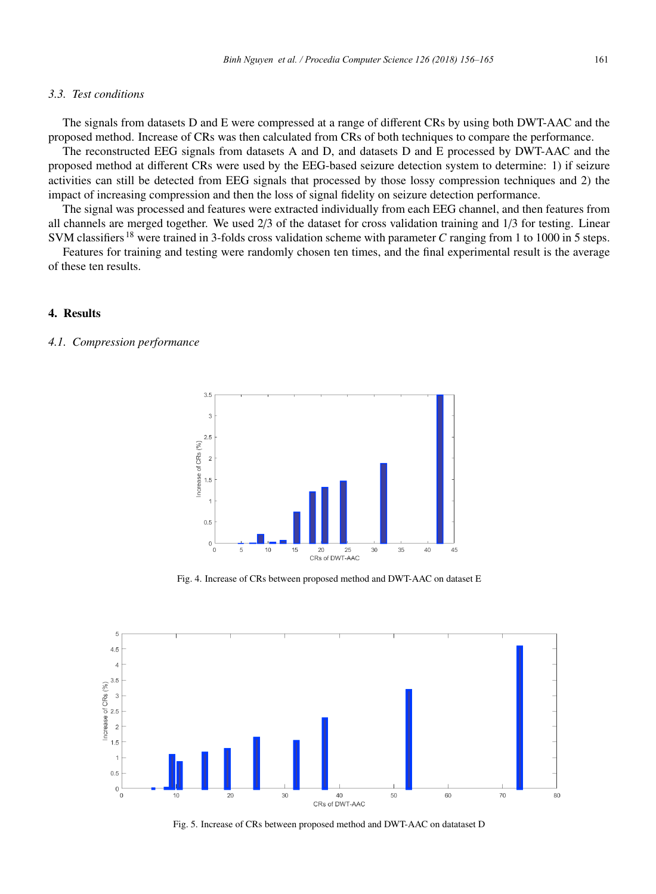### 3.3. Test conditions

The signals from datasets D and E were compressed at a range of different CRs by using both DWT-AAC and the proposed method. Increase of CRs was then calculated from CRs of both techniques to compare the performance.

The reconstructed EEG signals from datasets A and D, and datasets D and E processed by DWT-AAC and the proposed method at different CRs were used by the EEG-based seizure detection system to determine: 1) if seizure activities can still be detected from EEG signals that processed by those lossy compression techniques and 2) the impact of increasing compression and then the loss of signal fidelity on seizure detection performance.

The signal was processed and features were extracted individually from each EEG channel, and then features from all channels are merged together. We used 2/3 of the dataset for cross validation training and 1/3 for testing. Linear SVM classifiers [18] were trained in 3-folds cross validation scheme with parameter *C* ranging from 1 to 1000 in 5 steps.

Features for training and testing were randomly chosen ten times, and the final experimental result is the average of these ten results.

## 4. Results

### 4.1. Compression performance

Fig. 4. Increase of CRs between proposed method and DWT-AAC on dataset E

Fig. 5. Increase of CRs between proposed method and DWT-AAC on datataset D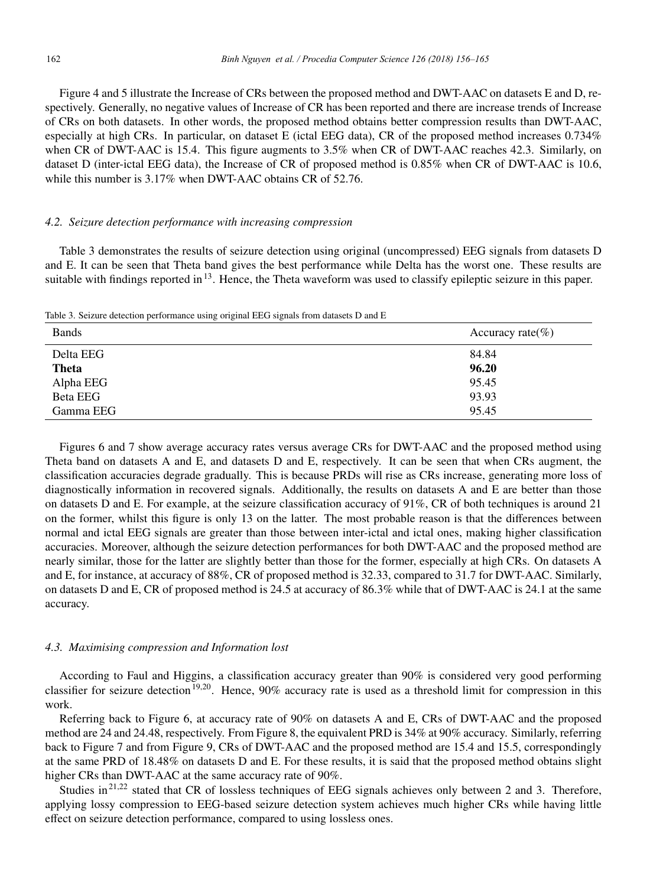Figure 4 and 5 illustrate the Increase of CRs between the proposed method and DWT-AAC on datasets E and D, respectively. Generally, no negative values of Increase of CR has been reported and there are increase trends of Increase of CRs on both datasets. In other words, the proposed method obtains better compression results than DWT-AAC, especially at high CRs. In particular, on dataset E (ictal EEG data), CR of the proposed method increases 0.734% when CR of DWT-AAC is 15.4. This figure augments to 3.5% when CR of DWT-AAC reaches 42.3. Similarly, on dataset D (inter-ictal EEG data), the Increase of CR of proposed method is 0.85% when CR of DWT-AAC is 10.6, while this number is 3.17% when DWT-AAC obtains CR of 52.76.

### *4.2. Seizure detection performance with increasing compression*

Table 3 demonstrates the results of seizure detection using original (uncompressed) EEG signals from datasets D and E. It can be seen that Theta band gives the best performance while Delta has the worst one. These results are suitable with findings reported in[13]. Hence, the Theta waveform was used to classify epileptic seizure in this paper.

Table 3. Seizure detection performance using original EEG signals from datasets D and E

| Bands | Accuracy rate(%) |
|---|---|
| Delta EEG | 84.84 |
| **Theta** | **96.20** |
| Alpha EEG | 95.45 |
| Beta EEG | 93.93 |
| Gamma EEG | 95.45 |

Figures 6 and 7 show average accuracy rates versus average CRs for DWT-AAC and the proposed method using Theta band on datasets A and E, and datasets D and E, respectively. It can be seen that when CRs augment, the classification accuracies degrade gradually. This is because PRDs will rise as CRs increase, generating more loss of diagnostically information in recovered signals. Additionally, the results on datasets A and E are better than those on datasets D and E. For example, at the seizure classification accuracy of 91%, CR of both techniques is around 21 on the former, whilst this figure is only 13 on the latter. The most probable reason is that the differences between normal and ictal EEG signals are greater than those between inter-ictal and ictal ones, making higher classification accuracies. Moreover, although the seizure detection performances for both DWT-AAC and the proposed method are nearly similar, those for the latter are slightly better than those for the former, especially at high CRs. On datasets A and E, for instance, at accuracy of 88%, CR of proposed method is 32.33, compared to 31.7 for DWT-AAC. Similarly, on datasets D and E, CR of proposed method is 24.5 at accuracy of 86.3% while that of DWT-AAC is 24.1 at the same accuracy.

### *4.3. Maximising compression and Information lost*

According to Faul and Higgins, a classification accuracy greater than 90% is considered very good performing classifier for seizure detection[19,20]. Hence, 90% accuracy rate is used as a threshold limit for compression in this work.

Referring back to Figure 6, at accuracy rate of 90% on datasets A and E, CRs of DWT-AAC and the proposed method are 24 and 24.48, respectively. From Figure 8, the equivalent PRD is 34% at 90% accuracy. Similarly, referring back to Figure 7 and from Figure 9, CRs of DWT-AAC and the proposed method are 15.4 and 15.5, correspondingly at the same PRD of 18.48% on datasets D and E. For these results, it is said that the proposed method obtains slight higher CRs than DWT-AAC at the same accuracy rate of 90%.

Studies in[21,22] stated that CR of lossless techniques of EEG signals achieves only between 2 and 3. Therefore, applying lossy compression to EEG-based seizure detection system achieves much higher CRs while having little effect on seizure detection performance, compared to using lossless ones.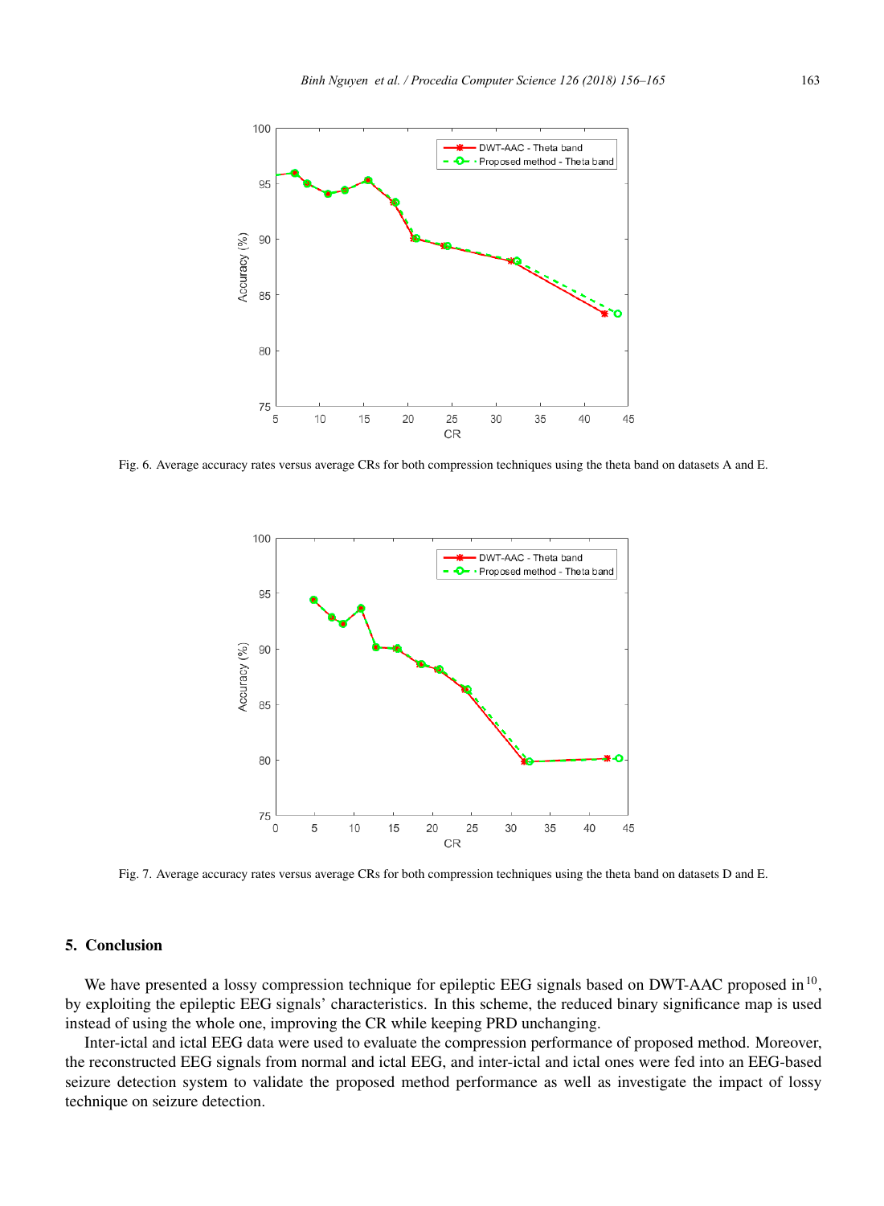Fig. 6. Average accuracy rates versus average CRs for both compression techniques using the theta band on datasets A and E.

Fig. 7. Average accuracy rates versus average CRs for both compression techniques using the theta band on datasets D and E.

## 5. Conclusion

We have presented a lossy compression technique for epileptic EEG signals based on DWT-AAC proposed in[10], by exploiting the epileptic EEG signals' characteristics. In this scheme, the reduced binary significance map is used instead of using the whole one, improving the CR while keeping PRD unchanging.

Inter-ictal and ictal EEG data were used to evaluate the compression performance of proposed method. Moreover, the reconstructed EEG signals from normal and ictal EEG, and inter-ictal and ictal ones were fed into an EEG-based seizure detection system to validate the proposed method performance as well as investigate the impact of lossy technique on seizure detection.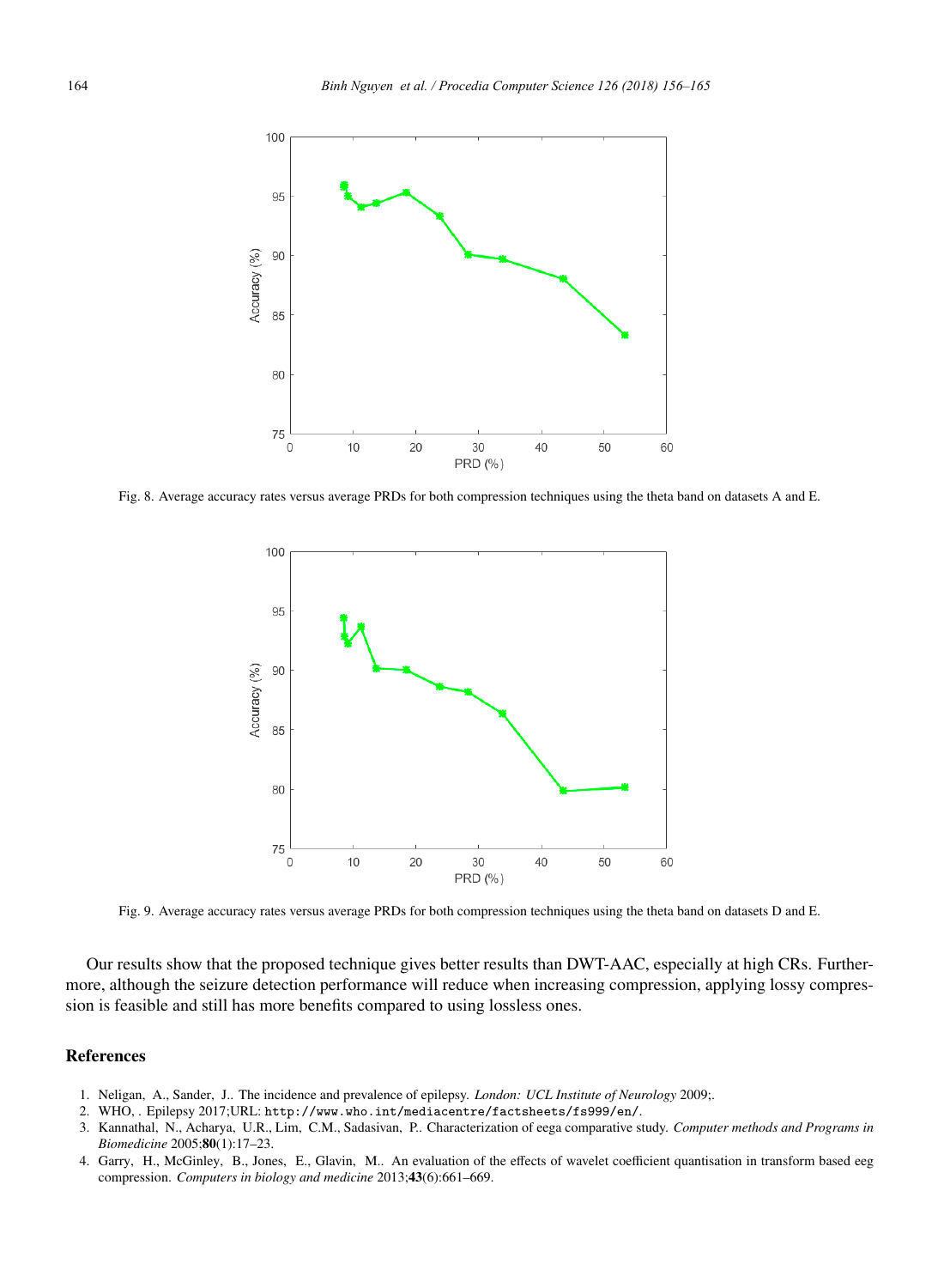Fig. 8. Average accuracy rates versus average PRDs for both compression techniques using the theta band on datasets A and E.

Fig. 9. Average accuracy rates versus average PRDs for both compression techniques using the theta band on datasets D and E.

Our results show that the proposed technique gives better results than DWT-AAC, especially at high CRs. Furthermore, although the seizure detection performance will reduce when increasing compression, applying lossy compression is feasible and still has more benefits compared to using lossless ones.

## References

1. Neligan, A., Sander, J.. The incidence and prevalence of epilepsy. *London: UCL Institute of Neurology* 2009;.
2. WHO, . Epilepsy 2017;URL: `http://www.who.int/mediacentre/factsheets/fs999/en/`.
3. Kannathal, N., Acharya, U.R., Lim, C.M., Sadasivan, P.. Characterization of eega comparative study. *Computer methods and Programs in Biomedicine* 2005;**80**(1):17–23.
4. Garry, H., McGinley, B., Jones, E., Glavin, M.. An evaluation of the effects of wavelet coefficient quantisation in transform based eeg compression. *Computers in biology and medicine* 2013;**43**(6):661–669.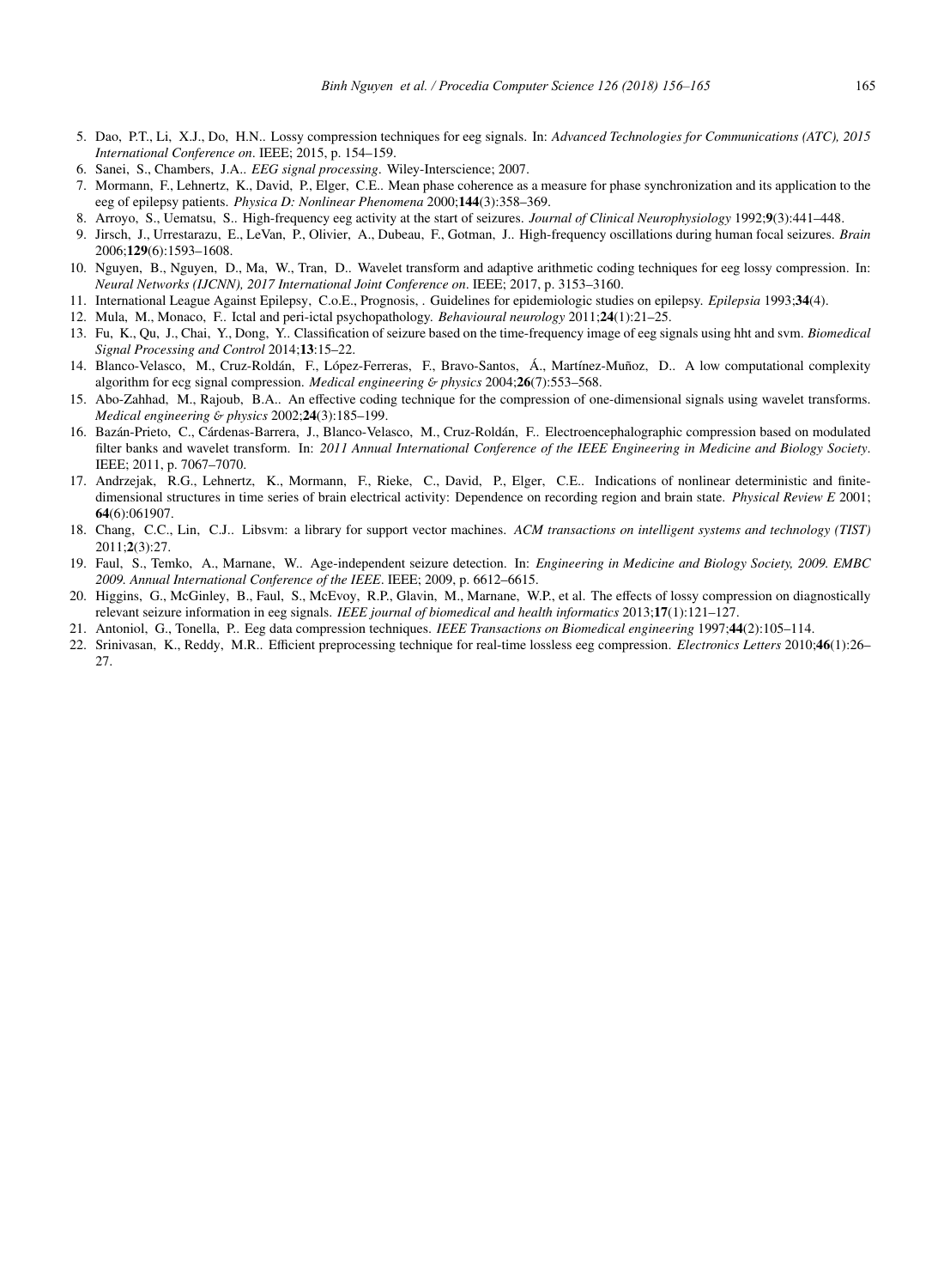5. Dao, P.T., Li, X.J., Do, H.N.. Lossy compression techniques for eeg signals. In: *Advanced Technologies for Communications (ATC), 2015 International Conference on*. IEEE; 2015, p. 154–159.
6. Sanei, S., Chambers, J.A.. *EEG signal processing*. Wiley-Interscience; 2007.
7. Mormann, F., Lehnertz, K., David, P., Elger, C.E.. Mean phase coherence as a measure for phase synchronization and its application to the eeg of epilepsy patients. *Physica D: Nonlinear Phenomena* 2000;**144**(3):358–369.
8. Arroyo, S., Uematsu, S.. High-frequency eeg activity at the start of seizures. *Journal of Clinical Neurophysiology* 1992;**9**(3):441–448.
9. Jirsch, J., Urrestarazu, E., LeVan, P., Olivier, A., Dubeau, F., Gotman, J.. High-frequency oscillations during human focal seizures. *Brain* 2006;**129**(6):1593–1608.
10. Nguyen, B., Nguyen, D., Ma, W., Tran, D.. Wavelet transform and adaptive arithmetic coding techniques for eeg lossy compression. In: *Neural Networks (IJCNN), 2017 International Joint Conference on*. IEEE; 2017, p. 3153–3160.
11. International League Against Epilepsy, C.o.E., Prognosis, . Guidelines for epidemiologic studies on epilepsy. *Epilepsia* 1993;**34**(4).
12. Mula, M., Monaco, F.. Ictal and peri-ictal psychopathology. *Behavioural neurology* 2011;**24**(1):21–25.
13. Fu, K., Qu, J., Chai, Y., Dong, Y.. Classification of seizure based on the time-frequency image of eeg signals using hht and svm. *Biomedical Signal Processing and Control* 2014;**13**:15–22.
14. Blanco-Velasco, M., Cruz-Roldán, F., López-Ferreras, F., Bravo-Santos, Á., Martínez-Muñoz, D.. A low computational complexity algorithm for ecg signal compression. *Medical engineering & physics* 2004;**26**(7):553–568.
15. Abo-Zahhad, M., Rajoub, B.A.. An effective coding technique for the compression of one-dimensional signals using wavelet transforms. *Medical engineering & physics* 2002;**24**(3):185–199.
16. Bazán-Prieto, C., Cárdenas-Barrera, J., Blanco-Velasco, M., Cruz-Roldán, F.. Electroencephalographic compression based on modulated filter banks and wavelet transform. In: *2011 Annual International Conference of the IEEE Engineering in Medicine and Biology Society*. IEEE; 2011, p. 7067–7070.
17. Andrzejak, R.G., Lehnertz, K., Mormann, F., Rieke, C., David, P., Elger, C.E.. Indications of nonlinear deterministic and finite-dimensional structures in time series of brain electrical activity: Dependence on recording region and brain state. *Physical Review E* 2001; **64**(6):061907.
18. Chang, C.C., Lin, C.J.. Libsvm: a library for support vector machines. *ACM transactions on intelligent systems and technology (TIST)* 2011;**2**(3):27.
19. Faul, S., Temko, A., Marnane, W.. Age-independent seizure detection. In: *Engineering in Medicine and Biology Society, 2009. EMBC 2009. Annual International Conference of the IEEE*. IEEE; 2009, p. 6612–6615.
20. Higgins, G., McGinley, B., Faul, S., McEvoy, R.P., Glavin, M., Marnane, W.P., et al. The effects of lossy compression on diagnostically relevant seizure information in eeg signals. *IEEE journal of biomedical and health informatics* 2013;**17**(1):121–127.
21. Antoniol, G., Tonella, P.. Eeg data compression techniques. *IEEE Transactions on Biomedical engineering* 1997;**44**(2):105–114.
22. Srinivasan, K., Reddy, M.R.. Efficient preprocessing technique for real-time lossless eeg compression. *Electronics Letters* 2010;**46**(1):26–27.